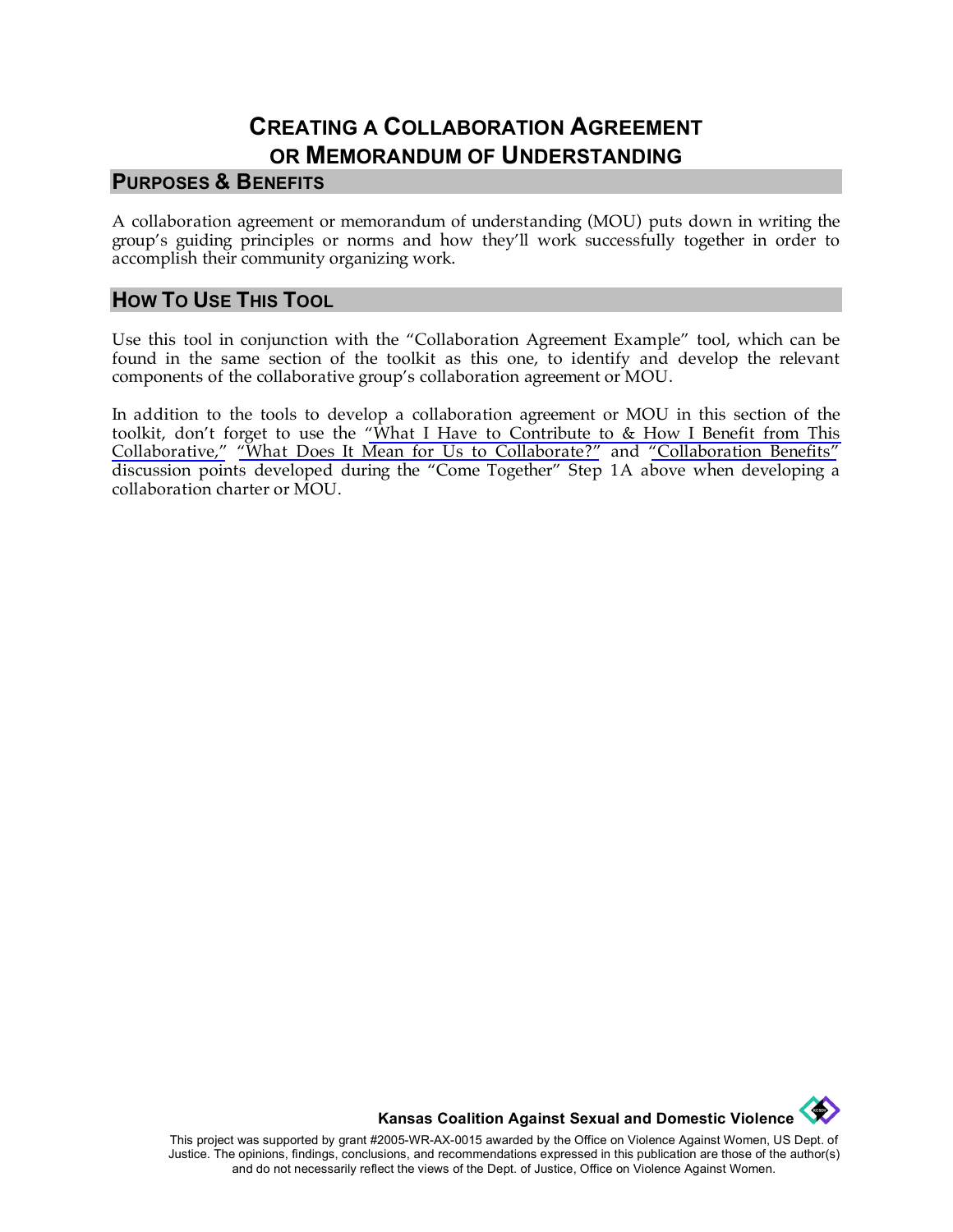# Creating a Collaboration Agreement or Memorandum of Understanding

## Purposes & Benefits

A collaboration agreement or memorandum of understanding (MOU) puts down in writing the group's guiding principles or norms and how they'll work successfully together in order to accomplish their community organizing work.

## How To Use This Tool

Use this tool in conjunction with the "Collaboration Agreement Example" tool, which can be found in the same section of the toolkit as this one, to identify and develop the relevant components of the collaborative group's collaboration agreement or MOU.

In addition to the tools to develop a collaboration agreement or MOU in this section of the toolkit, don't forget to use the "What I Have to Contribute to & How I Benefit from This Collaborative," "What Does It Mean for Us to Collaborate?" and "Collaboration Benefits" discussion points developed during the "Come Together" Step 1A above when developing a collaboration charter or MOU.

**Kansas Coalition Against Sexual and Domestic Violence**

This project was supported by grant #2005-WR-AX-0015 awarded by the Office on Violence Against Women, US Dept. of Justice. The opinions, findings, conclusions, and recommendations expressed in this publication are those of the author(s) and do not necessarily reflect the views of the Dept. of Justice, Office on Violence Against Women.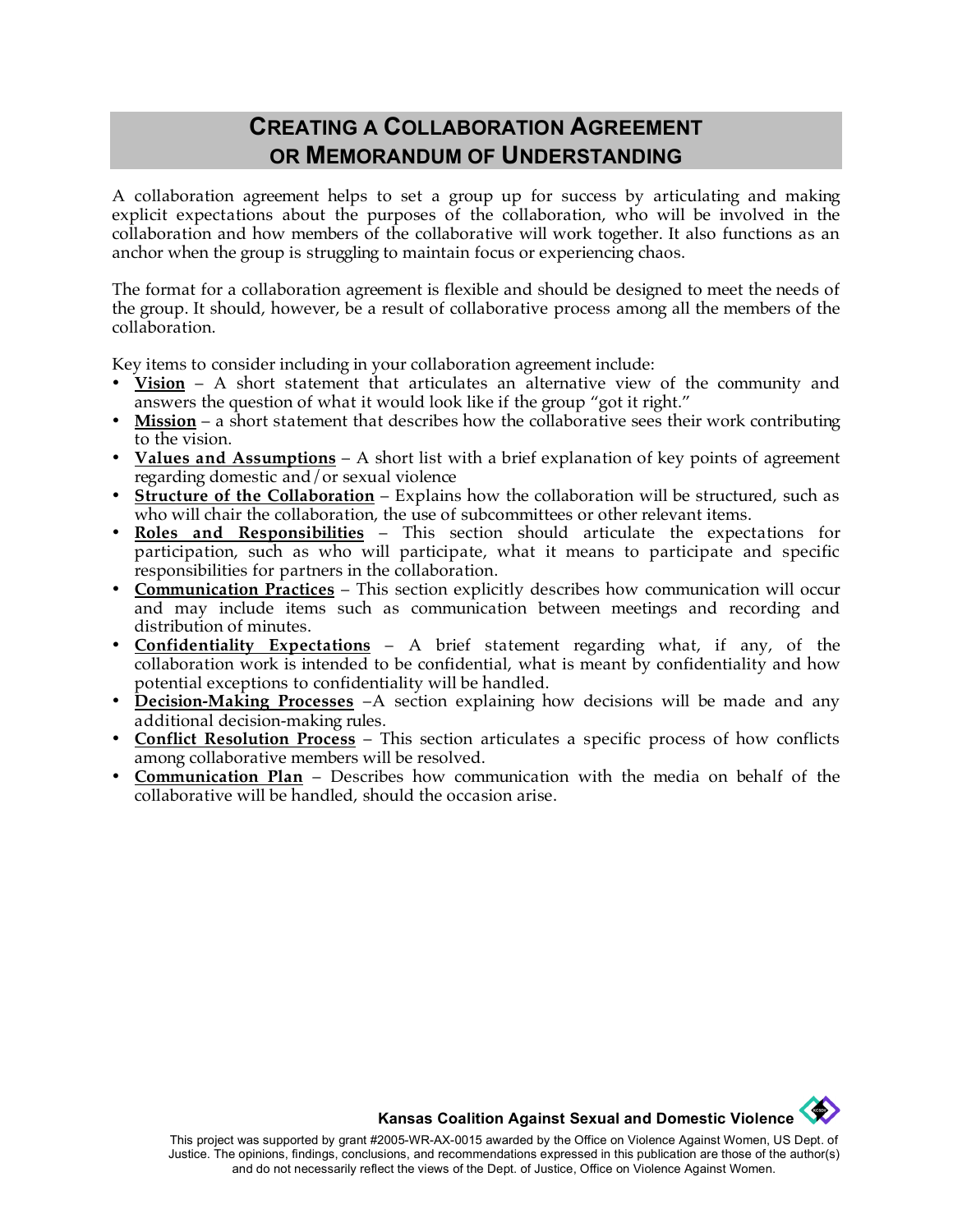# CREATING A COLLABORATION AGREEMENT OR MEMORANDUM OF UNDERSTANDING

A collaboration agreement helps to set a group up for success by articulating and making explicit expectations about the purposes of the collaboration, who will be involved in the collaboration and how members of the collaborative will work together. It also functions as an anchor when the group is struggling to maintain focus or experiencing chaos.

The format for a collaboration agreement is flexible and should be designed to meet the needs of the group. It should, however, be a result of collaborative process among all the members of the collaboration.

Key items to consider including in your collaboration agreement include:

- **Vision** – A short statement that articulates an alternative view of the community and answers the question of what it would look like if the group "got it right."
- **Mission** – a short statement that describes how the collaborative sees their work contributing to the vision.
- **Values and Assumptions** – A short list with a brief explanation of key points of agreement regarding domestic and/or sexual violence
- **Structure of the Collaboration** – Explains how the collaboration will be structured, such as who will chair the collaboration, the use of subcommittees or other relevant items.
- **Roles and Responsibilities** – This section should articulate the expectations for participation, such as who will participate, what it means to participate and specific responsibilities for partners in the collaboration.
- **Communication Practices** – This section explicitly describes how communication will occur and may include items such as communication between meetings and recording and distribution of minutes.
- **Confidentiality Expectations** – A brief statement regarding what, if any, of the collaboration work is intended to be confidential, what is meant by confidentiality and how potential exceptions to confidentiality will be handled.
- **Decision-Making Processes** –A section explaining how decisions will be made and any additional decision-making rules.
- **Conflict Resolution Process** – This section articulates a specific process of how conflicts among collaborative members will be resolved.
- **Communication Plan** – Describes how communication with the media on behalf of the collaborative will be handled, should the occasion arise.

**Kansas Coalition Against Sexual and Domestic Violence**

This project was supported by grant #2005-WR-AX-0015 awarded by the Office on Violence Against Women, US Dept. of Justice. The opinions, findings, conclusions, and recommendations expressed in this publication are those of the author(s) and do not necessarily reflect the views of the Dept. of Justice, Office on Violence Against Women.